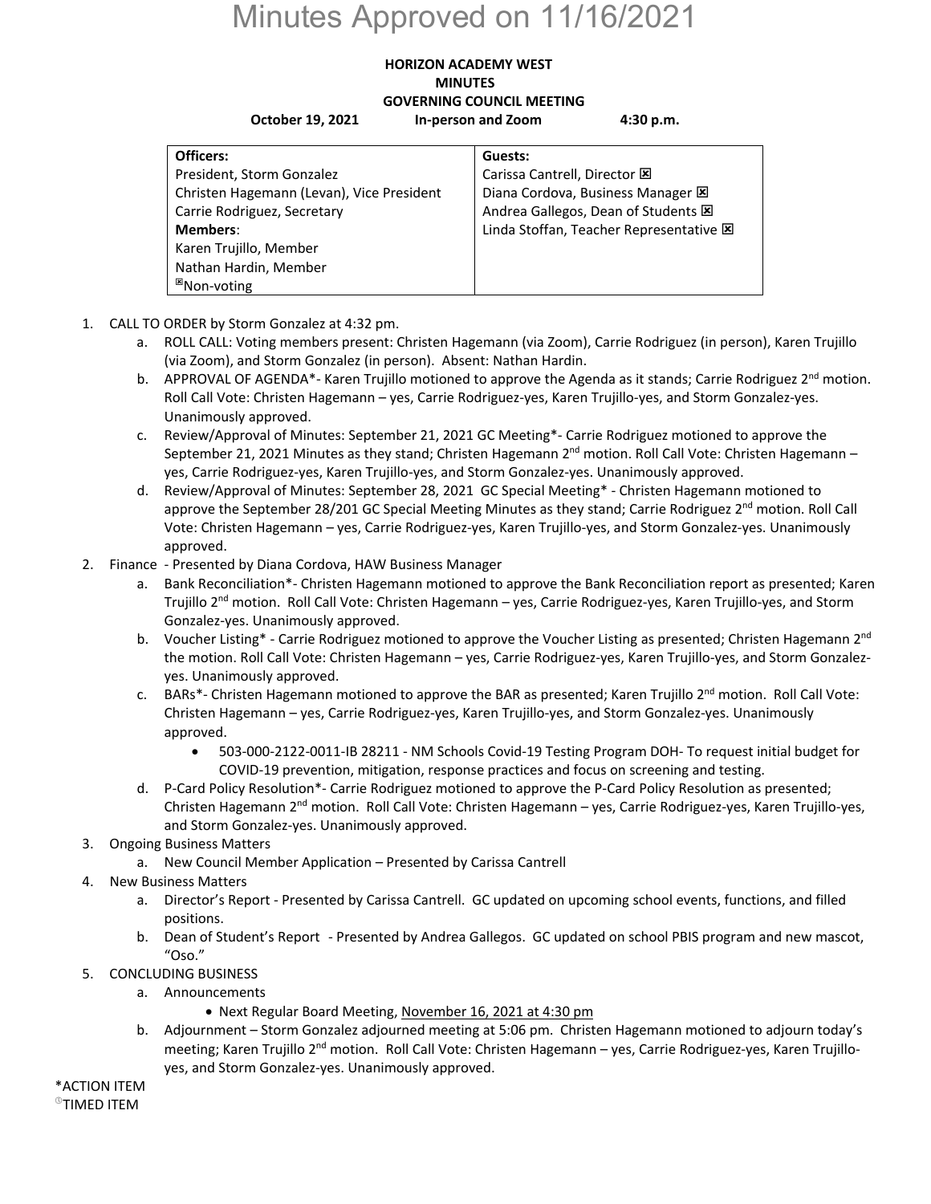# Minutes Approved on 11/16/2021

**HORIZON ACADEMY WEST**
**MINUTES**
**GOVERNING COUNCIL MEETING**

**October 19, 2021 In-person and Zoom 4:30 p.m.**

| **Officers:** | **Guests:** |
|---|---|
| President, Storm Gonzalez | Carissa Cantrell, Director ☒ |
| Christen Hagemann (Levan), Vice President | Diana Cordova, Business Manager ☒ |
| Carrie Rodriguez, Secretary | Andrea Gallegos, Dean of Students ☒ |
| **Members**: | Linda Stoffan, Teacher Representative ☒ |
| Karen Trujillo, Member | |
| Nathan Hardin, Member | |
| ☒Non-voting | |

1. CALL TO ORDER by Storm Gonzalez at 4:32 pm.
   a. ROLL CALL: Voting members present: Christen Hagemann (via Zoom), Carrie Rodriguez (in person), Karen Trujillo (via Zoom), and Storm Gonzalez (in person). Absent: Nathan Hardin.
   b. APPROVAL OF AGENDA*- Karen Trujillo motioned to approve the Agenda as it stands; Carrie Rodriguez 2nd motion. Roll Call Vote: Christen Hagemann – yes, Carrie Rodriguez-yes, Karen Trujillo-yes, and Storm Gonzalez-yes. Unanimously approved.
   c. Review/Approval of Minutes: September 21, 2021 GC Meeting*- Carrie Rodriguez motioned to approve the September 21, 2021 Minutes as they stand; Christen Hagemann 2nd motion. Roll Call Vote: Christen Hagemann – yes, Carrie Rodriguez-yes, Karen Trujillo-yes, and Storm Gonzalez-yes. Unanimously approved.
   d. Review/Approval of Minutes: September 28, 2021 GC Special Meeting* - Christen Hagemann motioned to approve the September 28/201 GC Special Meeting Minutes as they stand; Carrie Rodriguez 2nd motion. Roll Call Vote: Christen Hagemann – yes, Carrie Rodriguez-yes, Karen Trujillo-yes, and Storm Gonzalez-yes. Unanimously approved.
2. Finance - Presented by Diana Cordova, HAW Business Manager
   a. Bank Reconciliation*- Christen Hagemann motioned to approve the Bank Reconciliation report as presented; Karen Trujillo 2nd motion. Roll Call Vote: Christen Hagemann – yes, Carrie Rodriguez-yes, Karen Trujillo-yes, and Storm Gonzalez-yes. Unanimously approved.
   b. Voucher Listing* - Carrie Rodriguez motioned to approve the Voucher Listing as presented; Christen Hagemann 2nd the motion. Roll Call Vote: Christen Hagemann – yes, Carrie Rodriguez-yes, Karen Trujillo-yes, and Storm Gonzalez-yes. Unanimously approved.
   c. BARs*- Christen Hagemann motioned to approve the BAR as presented; Karen Trujillo 2nd motion. Roll Call Vote: Christen Hagemann – yes, Carrie Rodriguez-yes, Karen Trujillo-yes, and Storm Gonzalez-yes. Unanimously approved.
      - 503-000-2122-0011-IB 28211 - NM Schools Covid-19 Testing Program DOH- To request initial budget for COVID-19 prevention, mitigation, response practices and focus on screening and testing.
   d. P-Card Policy Resolution*- Carrie Rodriguez motioned to approve the P-Card Policy Resolution as presented; Christen Hagemann 2nd motion. Roll Call Vote: Christen Hagemann – yes, Carrie Rodriguez-yes, Karen Trujillo-yes, and Storm Gonzalez-yes. Unanimously approved.
3. Ongoing Business Matters
   a. New Council Member Application – Presented by Carissa Cantrell
4. New Business Matters
   a. Director's Report - Presented by Carissa Cantrell. GC updated on upcoming school events, functions, and filled positions.
   b. Dean of Student's Report - Presented by Andrea Gallegos. GC updated on school PBIS program and new mascot, "Oso."
5. CONCLUDING BUSINESS
   a. Announcements
      - Next Regular Board Meeting, November 16, 2021 at 4:30 pm
   b. Adjournment – Storm Gonzalez adjourned meeting at 5:06 pm. Christen Hagemann motioned to adjourn today's meeting; Karen Trujillo 2nd motion. Roll Call Vote: Christen Hagemann – yes, Carrie Rodriguez-yes, Karen Trujillo-yes, and Storm Gonzalez-yes. Unanimously approved.

*ACTION IEM
ⓣTIMED ITEM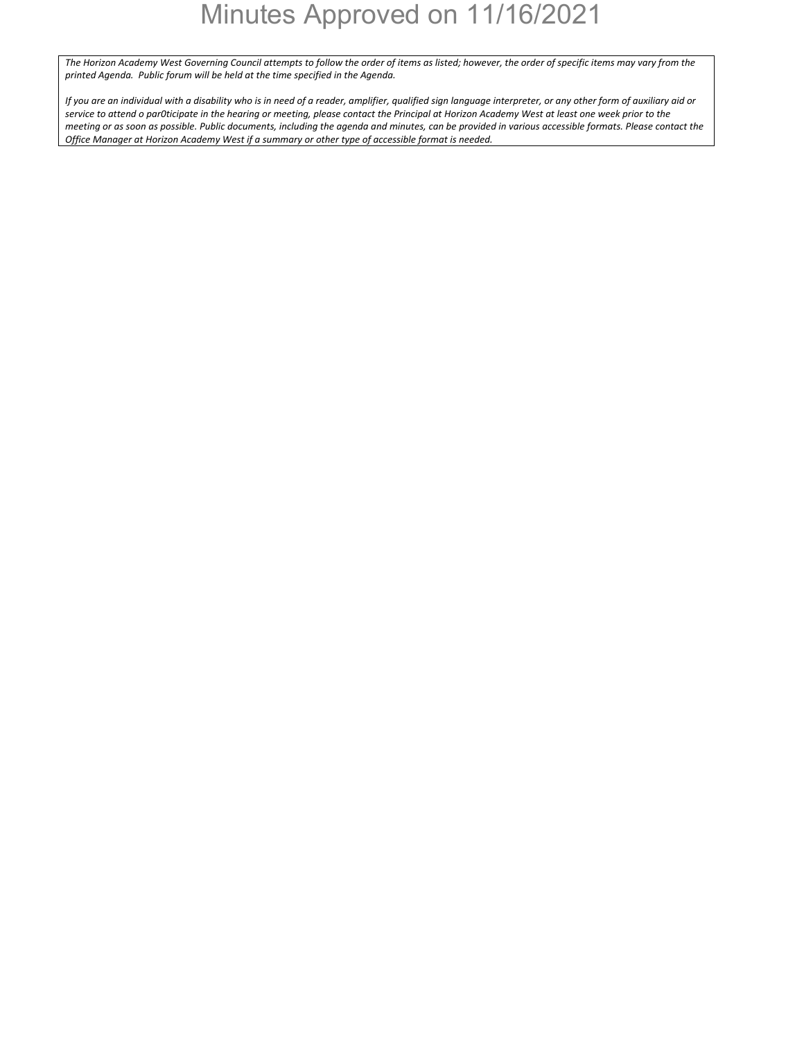# Minutes Approved on 11/16/2021

*The Horizon Academy West Governing Council attempts to follow the order of items as listed; however, the order of specific items may vary from the printed Agenda. Public forum will be held at the time specified in the Agenda.*

*If you are an individual with a disability who is in need of a reader, amplifier, qualified sign language interpreter, or any other form of auxiliary aid or service to attend o par0ticipate in the hearing or meeting, please contact the Principal at Horizon Academy West at least one week prior to the meeting or as soon as possible. Public documents, including the agenda and minutes, can be provided in various accessible formats. Please contact the Office Manager at Horizon Academy West if a summary or other type of accessible format is needed.*